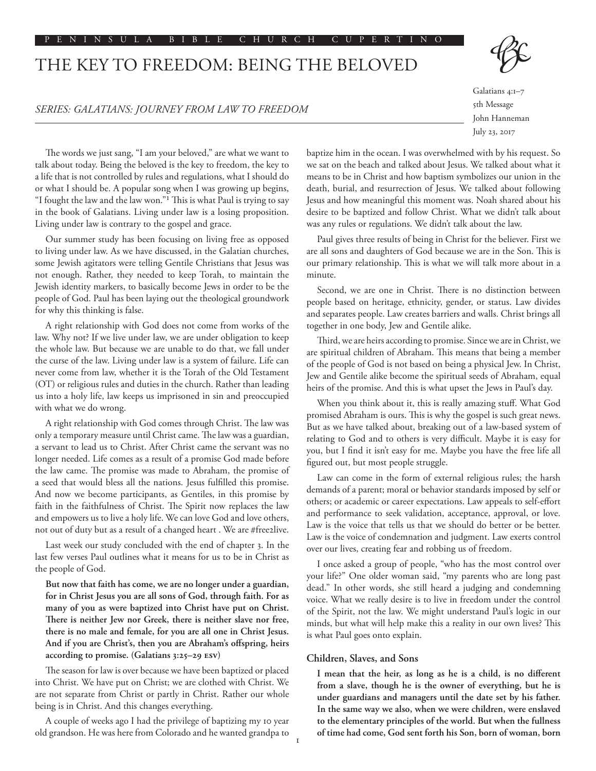# THE KEY TO FREEDOM: BEING THE BELOVED

*SERIES: GALATIANS: JOURNEY FROM LAW TO FREEDOM*

Galatians 4:1–7
5th Message
John Hanneman
July 23, 2017

The words we just sang, "I am your beloved," are what we want to talk about today. Being the beloved is the key to freedom, the key to a life that is not controlled by rules and regulations, what I should do or what I should be. A popular song when I was growing up begins, "I fought the law and the law won."[1] This is what Paul is trying to say in the book of Galatians. Living under law is a losing proposition. Living under law is contrary to the gospel and grace.

Our summer study has been focusing on living free as opposed to living under law. As we have discussed, in the Galatian churches, some Jewish agitators were telling Gentile Christians that Jesus was not enough. Rather, they needed to keep Torah, to maintain the Jewish identity markers, to basically become Jews in order to be the people of God. Paul has been laying out the theological groundwork for why this thinking is false.

A right relationship with God does not come from works of the law. Why not? If we live under law, we are under obligation to keep the whole law. But because we are unable to do that, we fall under the curse of the law. Living under law is a system of failure. Life can never come from law, whether it is the Torah of the Old Testament (OT) or religious rules and duties in the church. Rather than leading us into a holy life, law keeps us imprisoned in sin and preoccupied with what we do wrong.

A right relationship with God comes through Christ. The law was only a temporary measure until Christ came. The law was a guardian, a servant to lead us to Christ. After Christ came the servant was no longer needed. Life comes as a result of a promise God made before the law came. The promise was made to Abraham, the promise of a seed that would bless all the nations. Jesus fulfilled this promise. And now we become participants, as Gentiles, in this promise by faith in the faithfulness of Christ. The Spirit now replaces the law and empowers us to live a holy life. We can love God and love others, not out of duty but as a result of a changed heart . We are #free2live.

Last week our study concluded with the end of chapter 3. In the last few verses Paul outlines what it means for us to be in Christ as the people of God.

> **But now that faith has come, we are no longer under a guardian, for in Christ Jesus you are all sons of God, through faith. For as many of you as were baptized into Christ have put on Christ. There is neither Jew nor Greek, there is neither slave nor free, there is no male and female, for you are all one in Christ Jesus. And if you are Christ's, then you are Abraham's offspring, heirs according to promise. (Galatians 3:25–29 ESV)**

The season for law is over because we have been baptized or placed into Christ. We have put on Christ; we are clothed with Christ. We are not separate from Christ or partly in Christ. Rather our whole being is in Christ. And this changes everything.

A couple of weeks ago I had the privilege of baptizing my 10 year old grandson. He was here from Colorado and he wanted grandpa to baptize him in the ocean. I was overwhelmed with by his request. So we sat on the beach and talked about Jesus. We talked about what it means to be in Christ and how baptism symbolizes our union in the death, burial, and resurrection of Jesus. We talked about following Jesus and how meaningful this moment was. Noah shared about his desire to be baptized and follow Christ. What we didn't talk about was any rules or regulations. We didn't talk about the law.

Paul gives three results of being in Christ for the believer. First we are all sons and daughters of God because we are in the Son. This is our primary relationship. This is what we will talk more about in a minute.

Second, we are one in Christ. There is no distinction between people based on heritage, ethnicity, gender, or status. Law divides and separates people. Law creates barriers and walls. Christ brings all together in one body, Jew and Gentile alike.

Third, we are heirs according to promise. Since we are in Christ, we are spiritual children of Abraham. This means that being a member of the people of God is not based on being a physical Jew. In Christ, Jew and Gentile alike become the spiritual seeds of Abraham, equal heirs of the promise. And this is what upset the Jews in Paul's day.

When you think about it, this is really amazing stuff. What God promised Abraham is ours. This is why the gospel is such great news. But as we have talked about, breaking out of a law-based system of relating to God and to others is very difficult. Maybe it is easy for you, but I find it isn't easy for me. Maybe you have the free life all figured out, but most people struggle.

Law can come in the form of external religious rules; the harsh demands of a parent; moral or behavior standards imposed by self or others; or academic or career expectations. Law appeals to self-effort and performance to seek validation, acceptance, approval, or love. Law is the voice that tells us that we should do better or be better. Law is the voice of condemnation and judgment. Law exerts control over our lives, creating fear and robbing us of freedom.

I once asked a group of people, "who has the most control over your life?" One older woman said, "my parents who are long past dead." In other words, she still heard a judging and condemning voice. What we really desire is to live in freedom under the control of the Spirit, not the law. We might understand Paul's logic in our minds, but what will help make this a reality in our own lives? This is what Paul goes onto explain.

### Children, Slaves, and Sons

> **I mean that the heir, as long as he is a child, is no different from a slave, though he is the owner of everything, but he is under guardians and managers until the date set by his father. In the same way we also, when we were children, were enslaved to the elementary principles of the world. But when the fullness of time had come, God sent forth his Son, born of woman, born**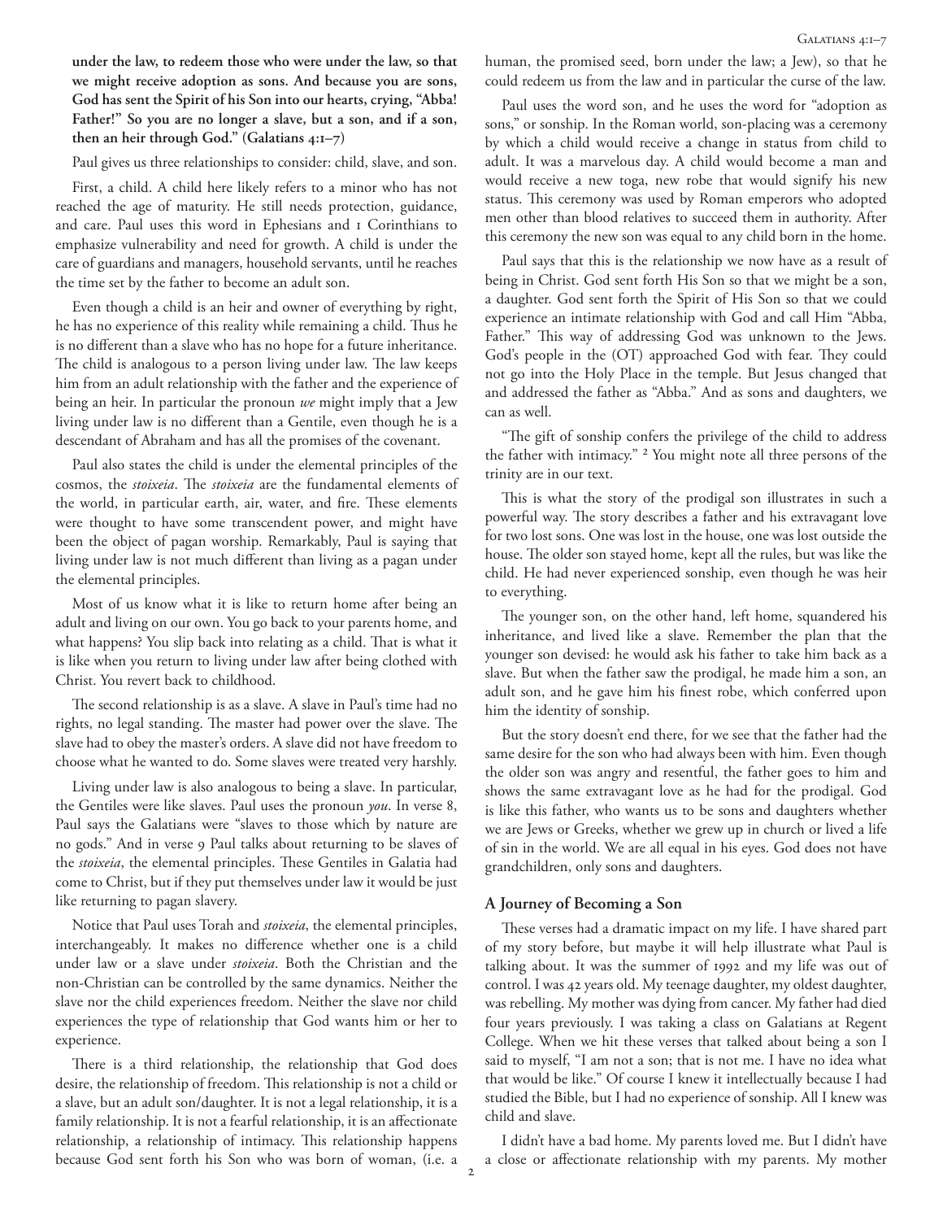**under the law, to redeem those who were under the law, so that we might receive adoption as sons. And because you are sons, God has sent the Spirit of his Son into our hearts, crying, "Abba! Father!" So you are no longer a slave, but a son, and if a son, then an heir through God." (Galatians 4:1–7)**

Paul gives us three relationships to consider: child, slave, and son.

First, a child. A child here likely refers to a minor who has not reached the age of maturity. He still needs protection, guidance, and care. Paul uses this word in Ephesians and 1 Corinthians to emphasize vulnerability and need for growth. A child is under the care of guardians and managers, household servants, until he reaches the time set by the father to become an adult son.

Even though a child is an heir and owner of everything by right, he has no experience of this reality while remaining a child. Thus he is no different than a slave who has no hope for a future inheritance. The child is analogous to a person living under law. The law keeps him from an adult relationship with the father and the experience of being an heir. In particular the pronoun *we* might imply that a Jew living under law is no different than a Gentile, even though he is a descendant of Abraham and has all the promises of the covenant.

Paul also states the child is under the elemental principles of the cosmos, the *stoixeia*. The *stoixeia* are the fundamental elements of the world, in particular earth, air, water, and fire. These elements were thought to have some transcendent power, and might have been the object of pagan worship. Remarkably, Paul is saying that living under law is not much different than living as a pagan under the elemental principles.

Most of us know what it is like to return home after being an adult and living on our own. You go back to your parents home, and what happens? You slip back into relating as a child. That is what it is like when you return to living under law after being clothed with Christ. You revert back to childhood.

The second relationship is as a slave. A slave in Paul's time had no rights, no legal standing. The master had power over the slave. The slave had to obey the master's orders. A slave did not have freedom to choose what he wanted to do. Some slaves were treated very harshly.

Living under law is also analogous to being a slave. In particular, the Gentiles were like slaves. Paul uses the pronoun *you*. In verse 8, Paul says the Galatians were "slaves to those which by nature are no gods." And in verse 9 Paul talks about returning to be slaves of the *stoixeia*, the elemental principles. These Gentiles in Galatia had come to Christ, but if they put themselves under law it would be just like returning to pagan slavery.

Notice that Paul uses Torah and *stoixeia*, the elemental principles, interchangeably. It makes no difference whether one is a child under law or a slave under *stoixeia*. Both the Christian and the non-Christian can be controlled by the same dynamics. Neither the slave nor the child experiences freedom. Neither the slave nor child experiences the type of relationship that God wants him or her to experience.

There is a third relationship, the relationship that God does desire, the relationship of freedom. This relationship is not a child or a slave, but an adult son/daughter. It is not a legal relationship, it is a family relationship. It is not a fearful relationship, it is an affectionate relationship, a relationship of intimacy. This relationship happens because God sent forth his Son who was born of woman, (i.e. a human, the promised seed, born under the law; a Jew), so that he could redeem us from the law and in particular the curse of the law.

Paul uses the word son, and he uses the word for "adoption as sons," or sonship. In the Roman world, son-placing was a ceremony by which a child would receive a change in status from child to adult. It was a marvelous day. A child would become a man and would receive a new toga, new robe that would signify his new status. This ceremony was used by Roman emperors who adopted men other than blood relatives to succeed them in authority. After this ceremony the new son was equal to any child born in the home.

Paul says that this is the relationship we now have as a result of being in Christ. God sent forth His Son so that we might be a son, a daughter. God sent forth the Spirit of His Son so that we could experience an intimate relationship with God and call Him "Abba, Father." This way of addressing God was unknown to the Jews. God's people in the (OT) approached God with fear. They could not go into the Holy Place in the temple. But Jesus changed that and addressed the father as "Abba." And as sons and daughters, we can as well.

"The gift of sonship confers the privilege of the child to address the father with intimacy." [2] You might note all three persons of the trinity are in our text.

This is what the story of the prodigal son illustrates in such a powerful way. The story describes a father and his extravagant love for two lost sons. One was lost in the house, one was lost outside the house. The older son stayed home, kept all the rules, but was like the child. He had never experienced sonship, even though he was heir to everything.

The younger son, on the other hand, left home, squandered his inheritance, and lived like a slave. Remember the plan that the younger son devised: he would ask his father to take him back as a slave. But when the father saw the prodigal, he made him a son, an adult son, and he gave him his finest robe, which conferred upon him the identity of sonship.

But the story doesn't end there, for we see that the father had the same desire for the son who had always been with him. Even though the older son was angry and resentful, the father goes to him and shows the same extravagant love as he had for the prodigal. God is like this father, who wants us to be sons and daughters whether we are Jews or Greeks, whether we grew up in church or lived a life of sin in the world. We are all equal in his eyes. God does not have grandchildren, only sons and daughters.

### A Journey of Becoming a Son

These verses had a dramatic impact on my life. I have shared part of my story before, but maybe it will help illustrate what Paul is talking about. It was the summer of 1992 and my life was out of control. I was 42 years old. My teenage daughter, my oldest daughter, was rebelling. My mother was dying from cancer. My father had died four years previously. I was taking a class on Galatians at Regent College. When we hit these verses that talked about being a son I said to myself, "I am not a son; that is not me. I have no idea what that would be like." Of course I knew it intellectually because I had studied the Bible, but I had no experience of sonship. All I knew was child and slave.

I didn't have a bad home. My parents loved me. But I didn't have a close or affectionate relationship with my parents. My mother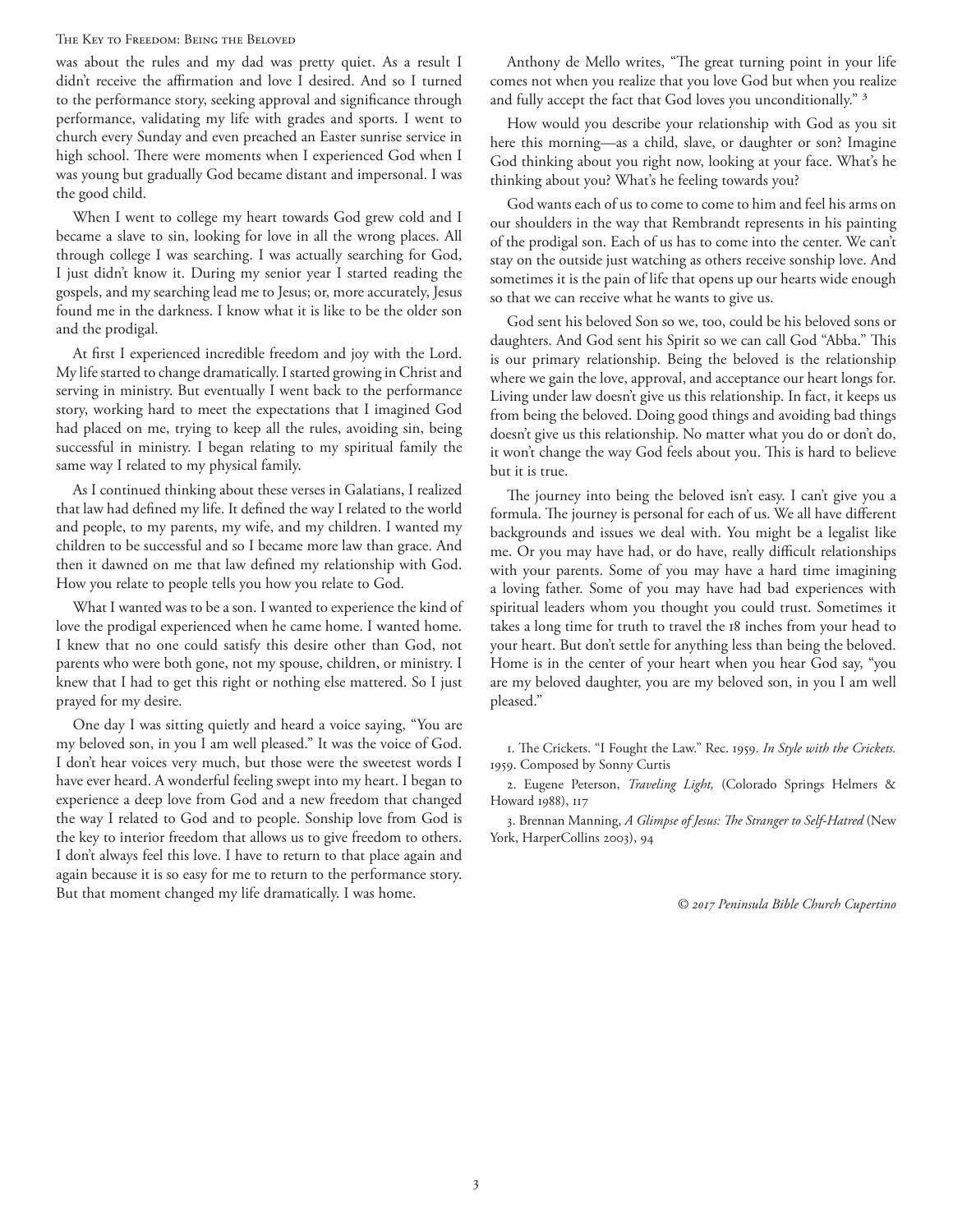was about the rules and my dad was pretty quiet. As a result I didn't receive the affirmation and love I desired. And so I turned to the performance story, seeking approval and significance through performance, validating my life with grades and sports. I went to church every Sunday and even preached an Easter sunrise service in high school. There were moments when I experienced God when I was young but gradually God became distant and impersonal. I was the good child.

When I went to college my heart towards God grew cold and I became a slave to sin, looking for love in all the wrong places. All through college I was searching. I was actually searching for God, I just didn't know it. During my senior year I started reading the gospels, and my searching lead me to Jesus; or, more accurately, Jesus found me in the darkness. I know what it is like to be the older son and the prodigal.

At first I experienced incredible freedom and joy with the Lord. My life started to change dramatically. I started growing in Christ and serving in ministry. But eventually I went back to the performance story, working hard to meet the expectations that I imagined God had placed on me, trying to keep all the rules, avoiding sin, being successful in ministry. I began relating to my spiritual family the same way I related to my physical family.

As I continued thinking about these verses in Galatians, I realized that law had defined my life. It defined the way I related to the world and people, to my parents, my wife, and my children. I wanted my children to be successful and so I became more law than grace. And then it dawned on me that law defined my relationship with God. How you relate to people tells you how you relate to God.

What I wanted was to be a son. I wanted to experience the kind of love the prodigal experienced when he came home. I wanted home. I knew that no one could satisfy this desire other than God, not parents who were both gone, not my spouse, children, or ministry. I knew that I had to get this right or nothing else mattered. So I just prayed for my desire.

One day I was sitting quietly and heard a voice saying, "You are my beloved son, in you I am well pleased." It was the voice of God. I don't hear voices very much, but those were the sweetest words I have ever heard. A wonderful feeling swept into my heart. I began to experience a deep love from God and a new freedom that changed the way I related to God and to people. Sonship love from God is the key to interior freedom that allows us to give freedom to others. I don't always feel this love. I have to return to that place again and again because it is so easy for me to return to the performance story. But that moment changed my life dramatically. I was home.

Anthony de Mello writes, "The great turning point in your life comes not when you realize that you love God but when you realize and fully accept the fact that God loves you unconditionally." [3]

How would you describe your relationship with God as you sit here this morning—as a child, slave, or daughter or son? Imagine God thinking about you right now, looking at your face. What's he thinking about you? What's he feeling towards you?

God wants each of us to come to come to him and feel his arms on our shoulders in the way that Rembrandt represents in his painting of the prodigal son. Each of us has to come into the center. We can't stay on the outside just watching as others receive sonship love. And sometimes it is the pain of life that opens up our hearts wide enough so that we can receive what he wants to give us.

God sent his beloved Son so we, too, could be his beloved sons or daughters. And God sent his Spirit so we can call God "Abba." This is our primary relationship. Being the beloved is the relationship where we gain the love, approval, and acceptance our heart longs for. Living under law doesn't give us this relationship. In fact, it keeps us from being the beloved. Doing good things and avoiding bad things doesn't give us this relationship. No matter what you do or don't do, it won't change the way God feels about you. This is hard to believe but it is true.

The journey into being the beloved isn't easy. I can't give you a formula. The journey is personal for each of us. We all have different backgrounds and issues we deal with. You might be a legalist like me. Or you may have had, or do have, really difficult relationships with your parents. Some of you may have a hard time imagining a loving father. Some of you may have had bad experiences with spiritual leaders whom you thought you could trust. Sometimes it takes a long time for truth to travel the 18 inches from your head to your heart. But don't settle for anything less than being the beloved. Home is in the center of your heart when you hear God say, "you are my beloved daughter, you are my beloved son, in you I am well pleased."

1. The Crickets. "I Fought the Law." Rec. 1959. *In Style with the Crickets.* 1959. Composed by Sonny Curtis

2. Eugene Peterson, *Traveling Light,* (Colorado Springs Helmers & Howard 1988), 117

3. Brennan Manning, *A Glimpse of Jesus: The Stranger to Self-Hatred* (New York, HarperCollins 2003), 94

*© 2017 Peninsula Bible Church Cupertino*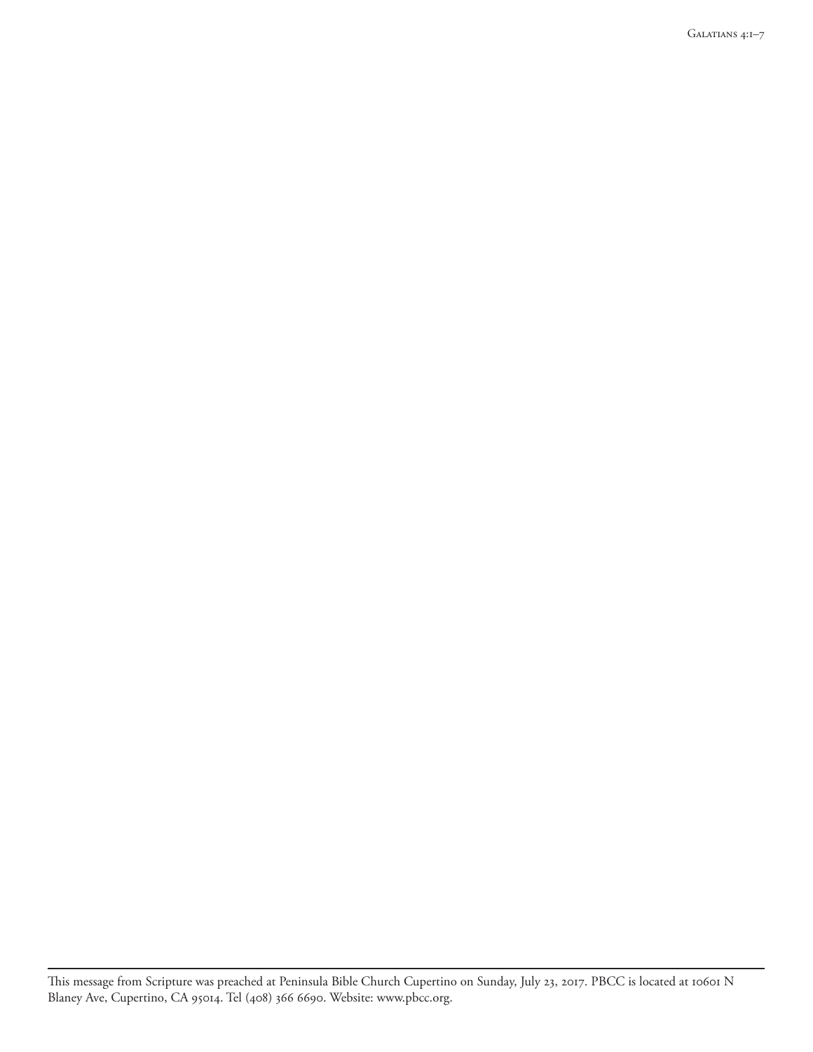This message from Scripture was preached at Peninsula Bible Church Cupertino on Sunday, July 23, 2017. PBCC is located at 10601 N Blaney Ave, Cupertino, CA 95014. Tel (408) 366 6690. Website: www.pbcc.org.